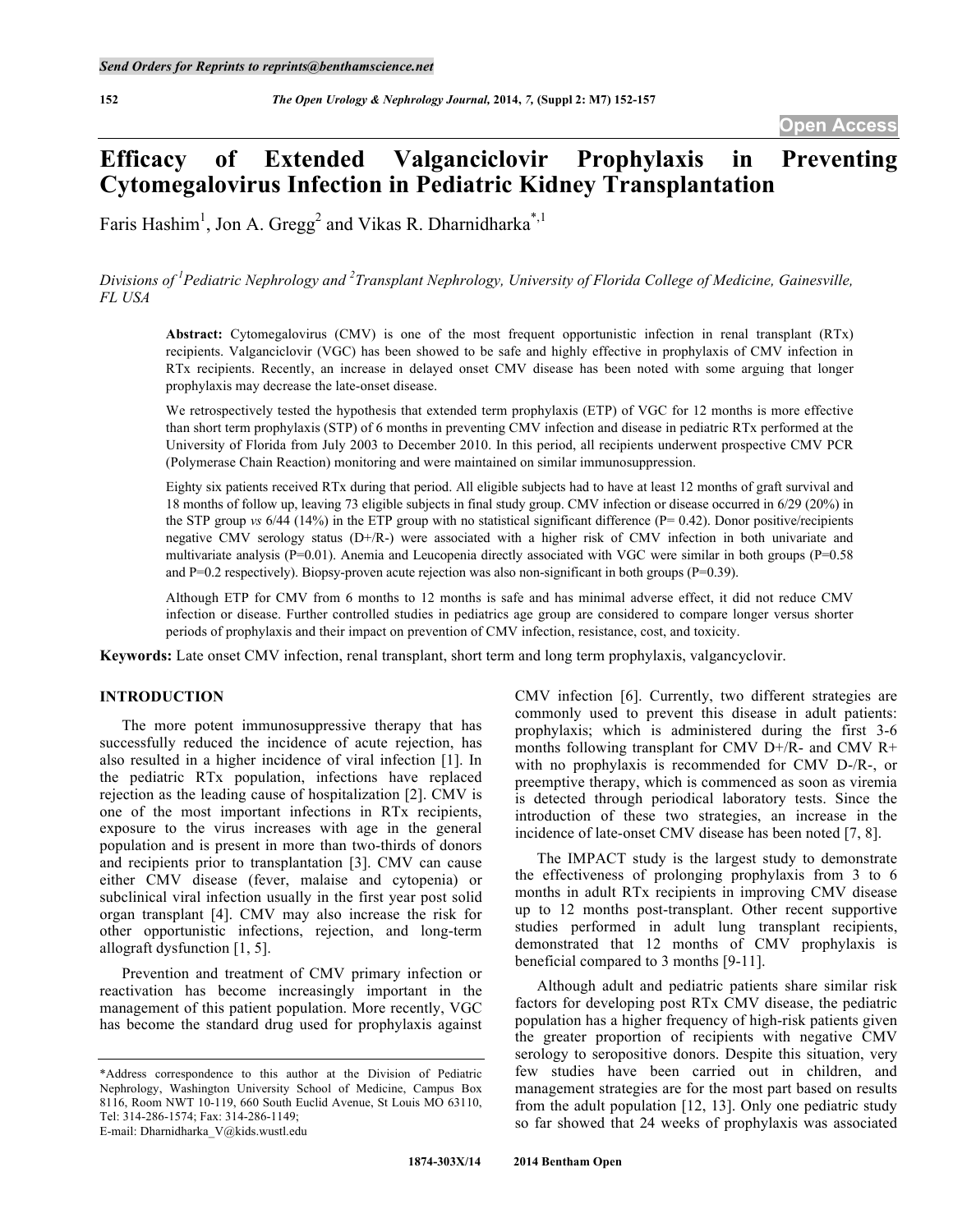# Efficacy of Extended Valganciclovir Prophylaxis in Preventing Cytomegalovirus Infection in Pediatric Kidney Transplantation

Faris Hashim[1], Jon A. Gregg[2] and Vikas R. Dharnidharka[*,1]

*Divisions of [1]Pediatric Nephrology and [2]Transplant Nephrology, University of Florida College of Medicine, Gainesville, FL USA*

**Abstract:** Cytomegalovirus (CMV) is one of the most frequent opportunistic infection in renal transplant (RTx) recipients. Valganciclovir (VGC) has been showed to be safe and highly effective in prophylaxis of CMV infection in RTx recipients. Recently, an increase in delayed onset CMV disease has been noted with some arguing that longer prophylaxis may decrease the late-onset disease.

We retrospectively tested the hypothesis that extended term prophylaxis (ETP) of VGC for 12 months is more effective than short term prophylaxis (STP) of 6 months in preventing CMV infection and disease in pediatric RTx performed at the University of Florida from July 2003 to December 2010. In this period, all recipients underwent prospective CMV PCR (Polymerase Chain Reaction) monitoring and were maintained on similar immunosuppression.

Eighty six patients received RTx during that period. All eligible subjects had to have at least 12 months of graft survival and 18 months of follow up, leaving 73 eligible subjects in final study group. CMV infection or disease occurred in 6/29 (20%) in the STP group *vs* 6/44 (14%) in the ETP group with no statistical significant difference (P= 0.42). Donor positive/recipients negative CMV serology status (D+/R-) were associated with a higher risk of CMV infection in both univariate and multivariate analysis (P=0.01). Anemia and Leucopenia directly associated with VGC were similar in both groups (P=0.58 and P=0.2 respectively). Biopsy-proven acute rejection was also non-significant in both groups (P=0.39).

Although ETP for CMV from 6 months to 12 months is safe and has minimal adverse effect, it did not reduce CMV infection or disease. Further controlled studies in pediatrics age group are considered to compare longer versus shorter periods of prophylaxis and their impact on prevention of CMV infection, resistance, cost, and toxicity.

**Keywords:** Late onset CMV infection, renal transplant, short term and long term prophylaxis, valgancyclovir.

## INTRODUCTION

The more potent immunosuppressive therapy that has successfully reduced the incidence of acute rejection, has also resulted in a higher incidence of viral infection [1]. In the pediatric RTx population, infections have replaced rejection as the leading cause of hospitalization [2]. CMV is one of the most important infections in RTx recipients, exposure to the virus increases with age in the general population and is present in more than two-thirds of donors and recipients prior to transplantation [3]. CMV can cause either CMV disease (fever, malaise and cytopenia) or subclinical viral infection usually in the first year post solid organ transplant [4]. CMV may also increase the risk for other opportunistic infections, rejection, and long-term allograft dysfunction [1, 5].

Prevention and treatment of CMV primary infection or reactivation has become increasingly important in the management of this patient population. More recently, VGC has become the standard drug used for prophylaxis against CMV infection [6]. Currently, two different strategies are commonly used to prevent this disease in adult patients: prophylaxis; which is administered during the first 3-6 months following transplant for CMV D+/R- and CMV R+ with no prophylaxis is recommended for CMV D-/R-, or preemptive therapy, which is commenced as soon as viremia is detected through periodical laboratory tests. Since the introduction of these two strategies, an increase in the incidence of late-onset CMV disease has been noted [7, 8].

The IMPACT study is the largest study to demonstrate the effectiveness of prolonging prophylaxis from 3 to 6 months in adult RTx recipients in improving CMV disease up to 12 months post-transplant. Other recent supportive studies performed in adult lung transplant recipients, demonstrated that 12 months of CMV prophylaxis is beneficial compared to 3 months [9-11].

Although adult and pediatric patients share similar risk factors for developing post RTx CMV disease, the pediatric population has a higher frequency of high-risk patients given the greater proportion of recipients with negative CMV serology to seropositive donors. Despite this situation, very few studies have been carried out in children, and management strategies are for the most part based on results from the adult population [12, 13]. Only one pediatric study so far showed that 24 weeks of prophylaxis was associated

*Address correspondence to this author at the Division of Pediatric Nephrology, Washington University School of Medicine, Campus Box 8116, Room NWT 10-119, 660 South Euclid Avenue, St Louis MO 63110, Tel: 314-286-1574; Fax: 314-286-1149; E-mail: Dharnidharka_V@kids.wustl.edu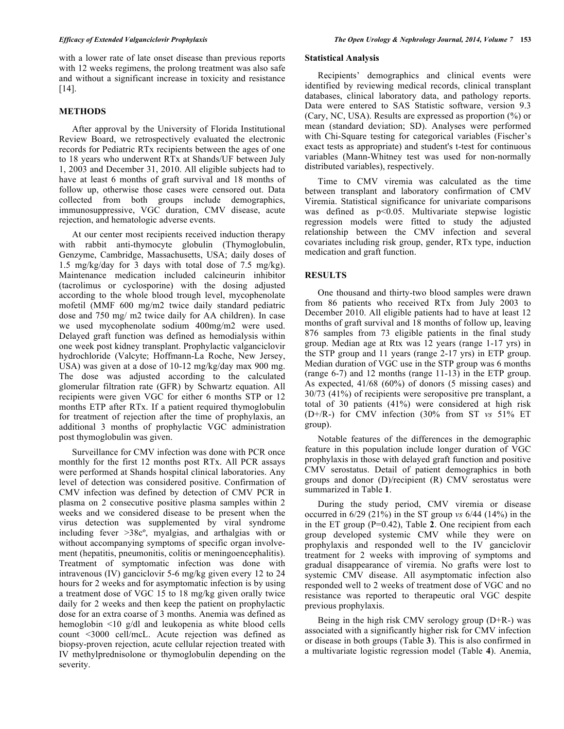with a lower rate of late onset disease than previous reports with 12 weeks regimens, the prolong treatment was also safe and without a significant increase in toxicity and resistance [14].

## METHODS

After approval by the University of Florida Institutional Review Board, we retrospectively evaluated the electronic records for Pediatric RTx recipients between the ages of one to 18 years who underwent RTx at Shands/UF between July 1, 2003 and December 31, 2010. All eligible subjects had to have at least 6 months of graft survival and 18 months of follow up, otherwise those cases were censored out. Data collected from both groups include demographics, immunosuppressive, VGC duration, CMV disease, acute rejection, and hematologic adverse events.

At our center most recipients received induction therapy with rabbit anti-thymocyte globulin (Thymoglobulin, Genzyme, Cambridge, Massachusetts, USA; daily doses of 1.5 mg/kg/day for 3 days with total dose of 7.5 mg/kg). Maintenance medication included calcineurin inhibitor (tacrolimus or cyclosporine) with the dosing adjusted according to the whole blood trough level, mycophenolate mofetil (MMF 600 mg/m2 twice daily standard pediatric dose and 750 mg/ m2 twice daily for AA children). In case we used mycophenolate sodium 400mg/m2 were used. Delayed graft function was defined as hemodialysis within one week post kidney transplant. Prophylactic valganciclovir hydrochloride (Valcyte; Hoffmann-La Roche, New Jersey, USA) was given at a dose of 10-12 mg/kg/day max 900 mg. The dose was adjusted according to the calculated glomerular filtration rate (GFR) by Schwartz equation. All recipients were given VGC for either 6 months STP or 12 months ETP after RTx. If a patient required thymoglobulin for treatment of rejection after the time of prophylaxis, an additional 3 months of prophylactic VGC administration post thymoglobulin was given.

Surveillance for CMV infection was done with PCR once monthly for the first 12 months post RTx. All PCR assays were performed at Shands hospital clinical laboratories. Any level of detection was considered positive. Confirmation of CMV infection was defined by detection of CMV PCR in plasma on 2 consecutive positive plasma samples within 2 weeks and we considered disease to be present when the virus detection was supplemented by viral syndrome including fever >38cº, myalgias, and arthalgias with or without accompanying symptoms of specific organ involvement (hepatitis, pneumonitis, colitis or meningoencephalitis). Treatment of symptomatic infection was done with intravenous (IV) ganciclovir 5-6 mg/kg given every 12 to 24 hours for 2 weeks and for asymptomatic infection is by using a treatment dose of VGC 15 to 18 mg/kg given orally twice daily for 2 weeks and then keep the patient on prophylactic dose for an extra coarse of 3 months. Anemia was defined as hemoglobin <10 g/dl and leukopenia as white blood cells count <3000 cell/mcL. Acute rejection was defined as biopsy-proven rejection, acute cellular rejection treated with IV methylprednisolone or thymoglobulin depending on the severity.

### Statistical Analysis

Recipients' demographics and clinical events were identified by reviewing medical records, clinical transplant databases, clinical laboratory data, and pathology reports. Data were entered to SAS Statistic software, version 9.3 (Cary, NC, USA). Results are expressed as proportion (%) or mean (standard deviation; SD). Analyses were performed with Chi-Square testing for categorical variables (Fischer's exact tests as appropriate) and student's t-test for continuous variables (Mann-Whitney test was used for non-normally distributed variables), respectively.

Time to CMV viremia was calculated as the time between transplant and laboratory confirmation of CMV Viremia. Statistical significance for univariate comparisons was defined as $p<0.05$. Multivariate stepwise logistic regression models were fitted to study the adjusted relationship between the CMV infection and several covariates including risk group, gender, RTx type, induction medication and graft function.

## RESULTS

One thousand and thirty-two blood samples were drawn from 86 patients who received RTx from July 2003 to December 2010. All eligible patients had to have at least 12 months of graft survival and 18 months of follow up, leaving 876 samples from 73 eligible patients in the final study group. Median age at Rtx was 12 years (range 1-17 yrs) in the STP group and 11 years (range 2-17 yrs) in ETP group. Median duration of VGC use in the STP group was 6 months (range 6-7) and 12 months (range 11-13) in the ETP group. As expected, 41/68 (60%) of donors (5 missing cases) and 30/73 (41%) of recipients were seropositive pre transplant, a total of 30 patients (41%) were considered at high risk (D+/R-) for CMV infection (30% from ST *vs* 51% ET group).

Notable features of the differences in the demographic feature in this population include longer duration of VGC prophylaxis in those with delayed graft function and positive CMV serostatus. Detail of patient demographics in both groups and donor (D)/recipient (R) CMV serostatus were summarized in Table **1**.

During the study period, CMV viremia or disease occurred in 6/29 (21%) in the ST group *vs* 6/44 (14%) in the in the ET group (P=0.42), Table **2**. One recipient from each group developed systemic CMV while they were on prophylaxis and responded well to the IV ganciclovir treatment for 2 weeks with improving of symptoms and gradual disappearance of viremia. No grafts were lost to systemic CMV disease. All asymptomatic infection also responded well to 2 weeks of treatment dose of VGC and no resistance was reported to therapeutic oral VGC despite previous prophylaxis.

Being in the high risk CMV serology group (D+R-) was associated with a significantly higher risk for CMV infection or disease in both groups (Table **3**). This is also confirmed in a multivariate logistic regression model (Table **4**). Anemia,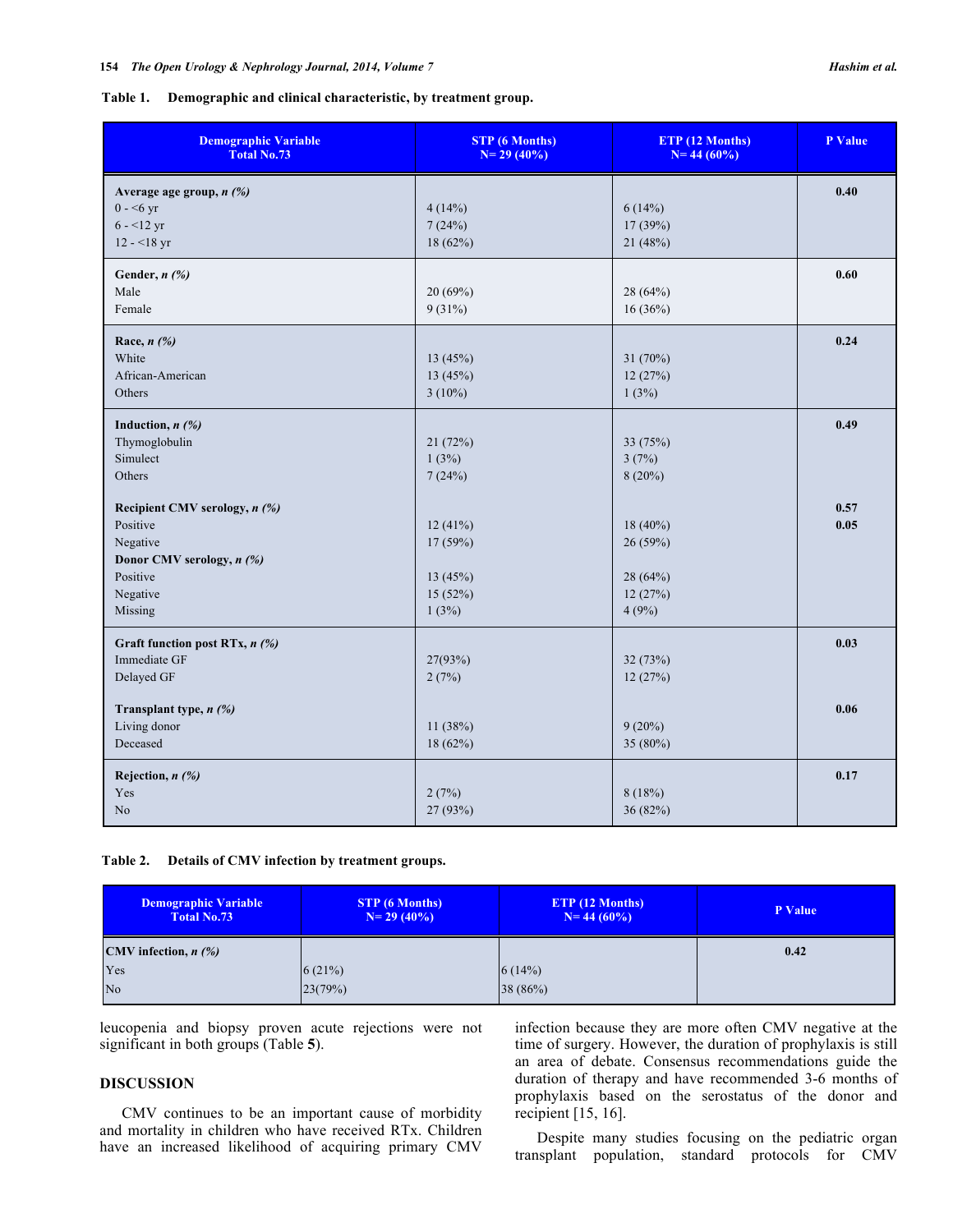**Table 1. Demographic and clinical characteristic, by treatment group.**

| Demographic Variable Total No.73 | STP (6 Months) N= 29 (40%) | ETP (12 Months) N= 44 (60%) | P Value |
|---|---|---|---|
| **Average age group, *n (%)*** | | | 0.40 |
| 0 - <6 yr | 4 (14%) | 6 (14%) | |
| 6 - <12 yr | 7 (24%) | 17 (39%) | |
| 12 - <18 yr | 18 (62%) | 21 (48%) | |
| **Gender, *n (%)*** | | | 0.60 |
| Male | 20 (69%) | 28 (64%) | |
| Female | 9 (31%) | 16 (36%) | |
| **Race, *n (%)*** | | | 0.24 |
| White | 13 (45%) | 31 (70%) | |
| African-American | 13 (45%) | 12 (27%) | |
| Others | 3 (10%) | 1 (3%) | |
| **Induction, *n (%)*** | | | 0.49 |
| Thymoglobulin | 21 (72%) | 33 (75%) | |
| Simulect | 1 (3%) | 3 (7%) | |
| Others | 7 (24%) | 8 (20%) | |
| **Recipient CMV serology, *n (%)*** | | | 0.57 |
| Positive | 12 (41%) | 18 (40%) | 0.05 |
| Negative | 17 (59%) | 26 (59%) | |
| **Donor CMV serology, *n (%)*** | | | |
| Positive | 13 (45%) | 28 (64%) | |
| Negative | 15 (52%) | 12 (27%) | |
| Missing | 1 (3%) | 4 (9%) | |
| **Graft function post RTx, *n (%)*** | | | 0.03 |
| Immediate GF | 27(93%) | 32 (73%) | |
| Delayed GF | 2 (7%) | 12 (27%) | |
| **Transplant type, *n (%)*** | | | 0.06 |
| Living donor | 11 (38%) | 9 (20%) | |
| Deceased | 18 (62%) | 35 (80%) | |
| **Rejection, *n (%)*** | | | 0.17 |
| Yes | 2 (7%) | 8 (18%) | |
| No | 27 (93%) | 36 (82%) | |

**Table 2. Details of CMV infection by treatment groups.**

| Demographic Variable Total No.73 | STP (6 Months) N= 29 (40%) | ETP (12 Months) N= 44 (60%) | P Value |
|---|---|---|---|
| **CMV infection, *n (%)*** | | | 0.42 |
| Yes | 6 (21%) | 6 (14%) | |
| No | 23(79%) | 38 (86%) | |

leucopenia and biopsy proven acute rejections were not significant in both groups (Table **5**).

## DISCUSSION

CMV continues to be an important cause of morbidity and mortality in children who have received RTx. Children have an increased likelihood of acquiring primary CMV infection because they are more often CMV negative at the time of surgery. However, the duration of prophylaxis is still an area of debate. Consensus recommendations guide the duration of therapy and have recommended 3-6 months of prophylaxis based on the serostatus of the donor and recipient [15, 16].

Despite many studies focusing on the pediatric organ transplant population, standard protocols for CMV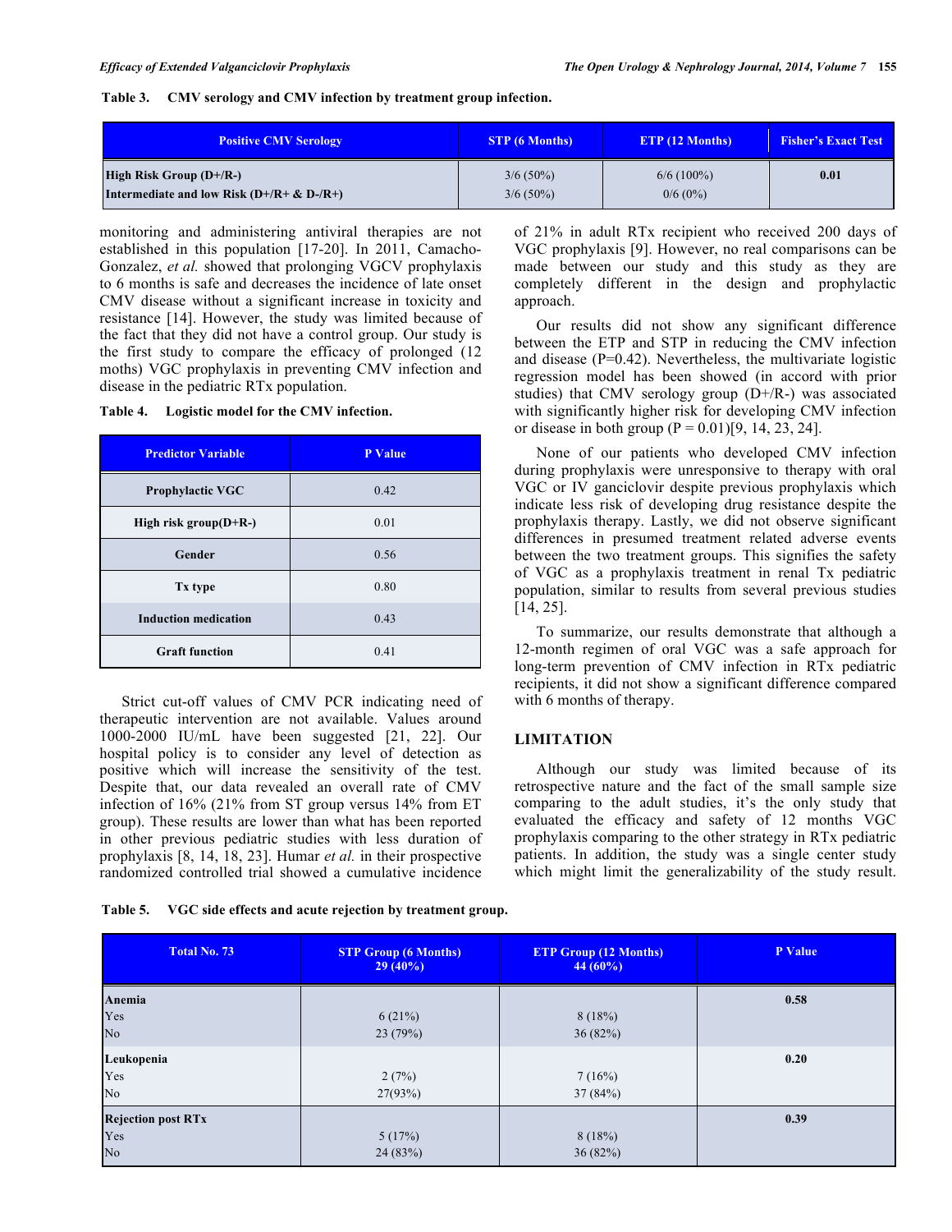**Table 3. CMV serology and CMV infection by treatment group infection.**

| Positive CMV Serology | STP (6 Months) | ETP (12 Months) | Fisher's Exact Test |
|---|---|---|---|
| **High Risk Group (D+/R-)** | 3/6 (50%) | 6/6 (100%) | **0.01** |
| **Intermediate and low Risk (D+/R+ & D-/R+)** | 3/6 (50%) | 0/6 (0%) | |

monitoring and administering antiviral therapies are not established in this population [17-20]. In 2011, Camacho-Gonzalez, *et al.* showed that prolonging VGCV prophylaxis to 6 months is safe and decreases the incidence of late onset CMV disease without a significant increase in toxicity and resistance [14]. However, the study was limited because of the fact that they did not have a control group. Our study is the first study to compare the efficacy of prolonged (12 moths) VGC prophylaxis in preventing CMV infection and disease in the pediatric RTx population.

**Table 4. Logistic model for the CMV infection.**

| Predictor Variable | P Value |
|---|---|
| **Prophylactic VGC** | 0.42 |
| **High risk group(D+R-)** | 0.01 |
| **Gender** | 0.56 |
| **Tx type** | 0.80 |
| **Induction medication** | 0.43 |
| **Graft function** | 0.41 |

Strict cut-off values of CMV PCR indicating need of therapeutic intervention are not available. Values around 1000-2000 IU/mL have been suggested [21, 22]. Our hospital policy is to consider any level of detection as positive which will increase the sensitivity of the test. Despite that, our data revealed an overall rate of CMV infection of 16% (21% from ST group versus 14% from ET group). These results are lower than what has been reported in other previous pediatric studies with less duration of prophylaxis [8, 14, 18, 23]. Humar *et al.* in their prospective randomized controlled trial showed a cumulative incidence of 21% in adult RTx recipient who received 200 days of VGC prophylaxis [9]. However, no real comparisons can be made between our study and this study as they are completely different in the design and prophylactic approach.

Our results did not show any significant difference between the ETP and STP in reducing the CMV infection and disease (P=0.42). Nevertheless, the multivariate logistic regression model has been showed (in accord with prior studies) that CMV serology group (D+/R-) was associated with significantly higher risk for developing CMV infection or disease in both group (P = 0.01)[9, 14, 23, 24].

None of our patients who developed CMV infection during prophylaxis were unresponsive to therapy with oral VGC or IV ganciclovir despite previous prophylaxis which indicate less risk of developing drug resistance despite the prophylaxis therapy. Lastly, we did not observe significant differences in presumed treatment related adverse events between the two treatment groups. This signifies the safety of VGC as a prophylaxis treatment in renal Tx pediatric population, similar to results from several previous studies [14, 25].

To summarize, our results demonstrate that although a 12-month regimen of oral VGC was a safe approach for long-term prevention of CMV infection in RTx pediatric recipients, it did not show a significant difference compared with 6 months of therapy.

## LIMITATION

Although our study was limited because of its retrospective nature and the fact of the small sample size comparing to the adult studies, it's the only study that evaluated the efficacy and safety of 12 months VGC prophylaxis comparing to the other strategy in RTx pediatric patients. In addition, the study was a single center study which might limit the generalizability of the study result.

**Table 5. VGC side effects and acute rejection by treatment group.**

| Total No. 73 | STP Group (6 Months) 29 (40%) | ETP Group (12 Months) 44 (60%) | P Value |
|---|---|---|---|
| **Anemia** | | | **0.58** |
| Yes | 6 (21%) | 8 (18%) | |
| No | 23 (79%) | 36 (82%) | |
| **Leukopenia** | | | **0.20** |
| Yes | 2 (7%) | 7 (16%) | |
| No | 27(93%) | 37 (84%) | |
| **Rejection post RTx** | | | **0.39** |
| Yes | 5 (17%) | 8 (18%) | |
| No | 24 (83%) | 36 (82%) | |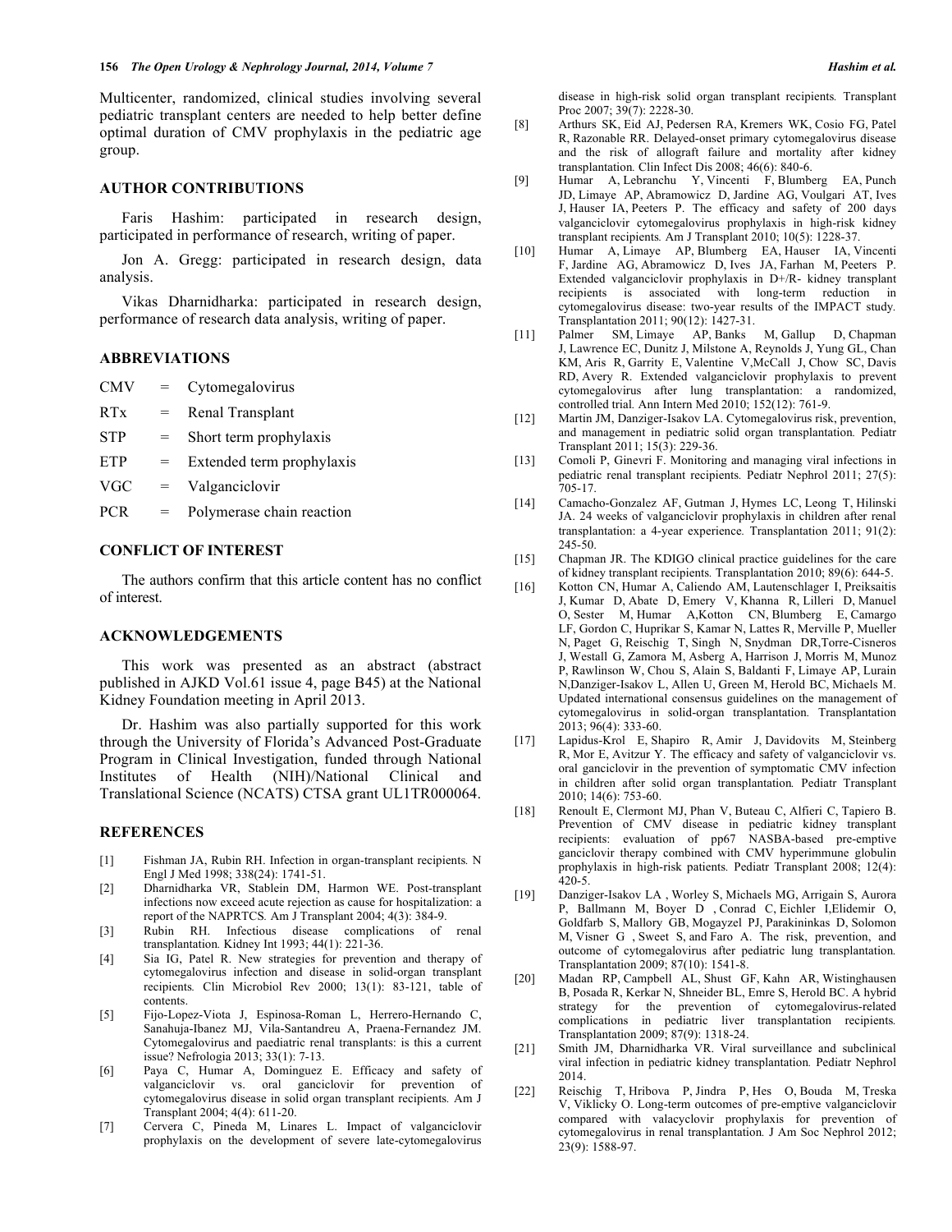Multicenter, randomized, clinical studies involving several pediatric transplant centers are needed to help better define optimal duration of CMV prophylaxis in the pediatric age group.

## AUTHOR CONTRIBUTIONS

Faris Hashim: participated in research design, participated in performance of research, writing of paper.

Jon A. Gregg: participated in research design, data analysis.

Vikas Dharnidharka: participated in research design, performance of research data analysis, writing of paper.

## ABBREVIATIONS

| | | |
|---|---|---|
| CMV | = | Cytomegalovirus |
| RTx | = | Renal Transplant |
| STP | = | Short term prophylaxis |
| ETP | = | Extended term prophylaxis |
| VGC | = | Valganciclovir |
| PCR | = | Polymerase chain reaction |

## CONFLICT OF INTEREST

The authors confirm that this article content has no conflict of interest.

## ACKNOWLEDGEMENTS

This work was presented as an abstract (abstract published in AJKD Vol.61 issue 4, page B45) at the National Kidney Foundation meeting in April 2013.

Dr. Hashim was also partially supported for this work through the University of Florida's Advanced Post-Graduate Program in Clinical Investigation, funded through National Institutes of Health (NIH)/National Clinical and Translational Science (NCATS) CTSA grant UL1TR000064.

## REFERENCES

[1] Fishman JA, Rubin RH. Infection in organ-transplant recipients. N Engl J Med 1998; 338(24): 1741-51.

[2] Dharnidharka VR, Stablein DM, Harmon WE. Post-transplant infections now exceed acute rejection as cause for hospitalization: a report of the NAPRTCS. Am J Transplant 2004; 4(3): 384-9.

[3] Rubin RH. Infectious disease complications of renal transplantation. Kidney Int 1993; 44(1): 221-36.

[4] Sia IG, Patel R. New strategies for prevention and therapy of cytomegalovirus infection and disease in solid-organ transplant recipients. Clin Microbiol Rev 2000; 13(1): 83-121, table of contents.

[5] Fijo-Lopez-Viota J, Espinosa-Roman L, Herrero-Hernando C, Sanahuja-Ibanez MJ, Vila-Santandreu A, Praena-Fernandez JM. Cytomegalovirus and paediatric renal transplants: is this a current issue? Nefrologia 2013; 33(1): 7-13.

[6] Paya C, Humar A, Dominguez E. Efficacy and safety of valganciclovir vs. oral ganciclovir for prevention of cytomegalovirus disease in solid organ transplant recipients. Am J Transplant 2004; 4(4): 611-20.

[7] Cervera C, Pineda M, Linares L. Impact of valganciclovir prophylaxis on the development of severe late-cytomegalovirus disease in high-risk solid organ transplant recipients. Transplant Proc 2007; 39(7): 2228-30.

[8] Arthurs SK, Eid AJ, Pedersen RA, Kremers WK, Cosio FG, Patel R, Razonable RR. Delayed-onset primary cytomegalovirus disease and the risk of allograft failure and mortality after kidney transplantation. Clin Infect Dis 2008; 46(6): 840-6.

[9] Humar A, Lebranchu Y, Vincenti F, Blumberg EA, Punch JD, Limaye AP, Abramowicz D, Jardine AG, Voulgari AT, Ives J, Hauser IA, Peeters P. The efficacy and safety of 200 days valganciclovir cytomegalovirus prophylaxis in high-risk kidney transplant recipients. Am J Transplant 2010; 10(5): 1228-37.

[10] Humar A, Limaye AP, Blumberg EA, Hauser IA, Vincenti F, Jardine AG, Abramowicz D, Ives JA, Farhan M, Peeters P. Extended valganciclovir prophylaxis in D+/R- kidney transplant recipients is associated with long-term reduction in cytomegalovirus disease: two-year results of the IMPACT study. Transplantation 2011; 90(12): 1427-31.

[11] Palmer SM, Limaye AP, Banks M, Gallup D, Chapman J, Lawrence EC, Dunitz J, Milstone A, Reynolds J, Yung GL, Chan KM, Aris R, Garrity E, Valentine V,McCall J, Chow SC, Davis RD, Avery R. Extended valganciclovir prophylaxis to prevent cytomegalovirus after lung transplantation: a randomized, controlled trial. Ann Intern Med 2010; 152(12): 761-9.

[12] Martin JM, Danziger-Isakov LA. Cytomegalovirus risk, prevention, and management in pediatric solid organ transplantation. Pediatr Transplant 2011; 15(3): 229-36.

[13] Comoli P, Ginevri F. Monitoring and managing viral infections in pediatric renal transplant recipients. Pediatr Nephrol 2011; 27(5): 705-17.

[14] Camacho-Gonzalez AF, Gutman J, Hymes LC, Leong T, Hilinski JA. 24 weeks of valganciclovir prophylaxis in children after renal transplantation: a 4-year experience. Transplantation 2011; 91(2): 245-50.

[15] Chapman JR. The KDIGO clinical practice guidelines for the care of kidney transplant recipients. Transplantation 2010; 89(6): 644-5.

[16] Kotton CN, Humar A, Caliendo AM, Lautenschlager I, Preiksaitis J, Kumar D, Abate D, Emery V, Khanna R, Lilleri D, Manuel O, Sester M, Humar A,Kotton CN, Blumberg E, Camargo LF, Gordon C, Huprikar S, Kamar N, Lattes R, Merville P, Mueller N, Paget G, Reischig T, Singh N, Snydman DR,Torre-Cisneros J, Westall G, Zamora M, Asberg A, Harrison J, Morris M, Munoz P, Rawlinson W, Chou S, Alain S, Baldanti F, Limaye AP, Lurain N,Danziger-Isakov L, Allen U, Green M, Herold BC, Michaels M. Updated international consensus guidelines on the management of cytomegalovirus in solid-organ transplantation. Transplantation 2013; 96(4): 333-60.

[17] Lapidus-Krol E, Shapiro R, Amir J, Davidovits M, Steinberg R, Mor E, Avitzur Y. The efficacy and safety of valganciclovir vs. oral ganciclovir in the prevention of symptomatic CMV infection in children after solid organ transplantation. Pediatr Transplant 2010; 14(6): 753-60.

[18] Renoult E, Clermont MJ, Phan V, Buteau C, Alfieri C, Tapiero B. Prevention of CMV disease in pediatric kidney transplant recipients: evaluation of pp67 NASBA-based pre-emptive ganciclovir therapy combined with CMV hyperimmune globulin prophylaxis in high-risk patients. Pediatr Transplant 2008; 12(4): 420-5.

[19] Danziger-Isakov LA , Worley S, Michaels MG, Arrigain S, Aurora P, Ballmann M, Boyer D , Conrad C, Eichler I,Elidemir O, Goldfarb S, Mallory GB, Mogayzel PJ, Parakininkas D, Solomon M, Visner G , Sweet S, and Faro A. The risk, prevention, and outcome of cytomegalovirus after pediatric lung transplantation. Transplantation 2009; 87(10): 1541-8.

[20] Madan RP, Campbell AL, Shust GF, Kahn AR, Wistinghausen B, Posada R, Kerkar N, Shneider BL, Emre S, Herold BC. A hybrid strategy for the prevention of cytomegalovirus-related complications in pediatric liver transplantation recipients. Transplantation 2009; 87(9): 1318-24.

[21] Smith JM, Dharnidharka VR. Viral surveillance and subclinical viral infection in pediatric kidney transplantation. Pediatr Nephrol 2014.

[22] Reischig T, Hribova P, Jindra P, Hes O, Bouda M, Treska V, Viklicky O. Long-term outcomes of pre-emptive valganciclovir compared with valacyclovir prophylaxis for prevention of cytomegalovirus in renal transplantation. J Am Soc Nephrol 2012; 23(9): 1588-97.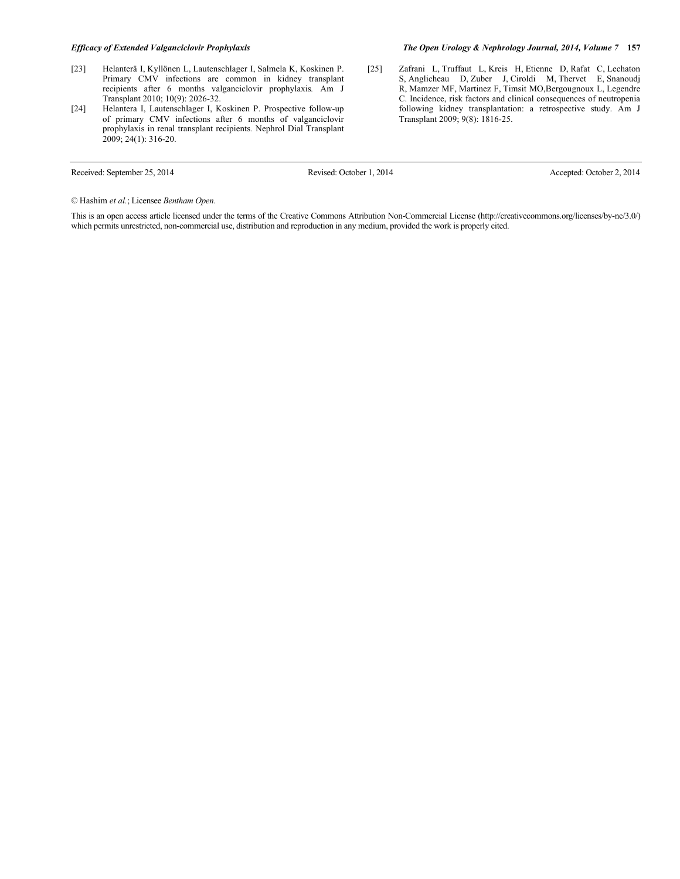[23] Helanterä I, Kyllönen L, Lautenschlager I, Salmela K, Koskinen P. Primary CMV infections are common in kidney transplant recipients after 6 months valganciclovir prophylaxis. Am J Transplant 2010; 10(9): 2026-32.

[24] Helantera I, Lautenschlager I, Koskinen P. Prospective follow-up of primary CMV infections after 6 months of valganciclovir prophylaxis in renal transplant recipients. Nephrol Dial Transplant 2009; 24(1): 316-20.

[25] Zafrani L, Truffaut L, Kreis H, Etienne D, Rafat C, Lechaton S, Anglicheau D, Zuber J, Ciroldi M, Thervet E, Snanoudj R, Mamzer MF, Martinez F, Timsit MO,Bergougnoux L, Legendre C. Incidence, risk factors and clinical consequences of neutropenia following kidney transplantation: a retrospective study. Am J Transplant 2009; 9(8): 1816-25.

Received: September 25, 2014 Revised: October 1, 2014 Accepted: October 2, 2014

© Hashim *et al.*; Licensee *Bentham Open*.

This is an open access article licensed under the terms of the Creative Commons Attribution Non-Commercial License (http://creativecommons.org/licenses/by-nc/3.0/) which permits unrestricted, non-commercial use, distribution and reproduction in any medium, provided the work is properly cited.